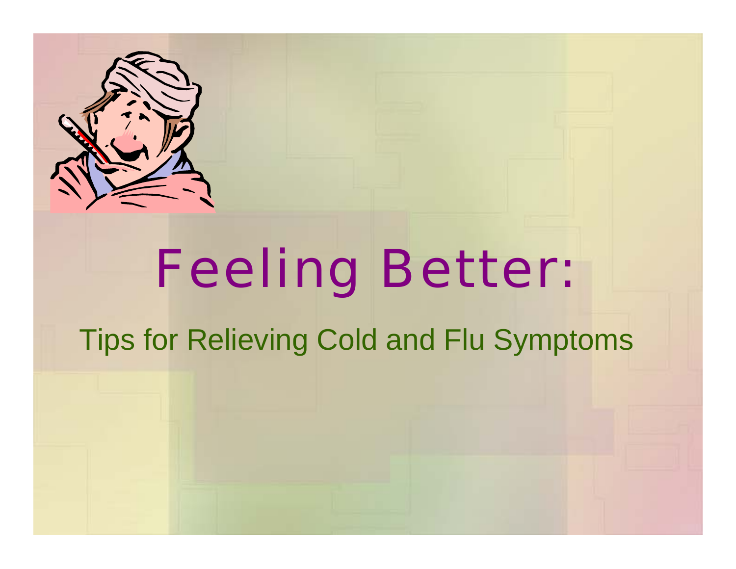# Feeling Better:

## Tips for Relieving Cold and Flu Symptoms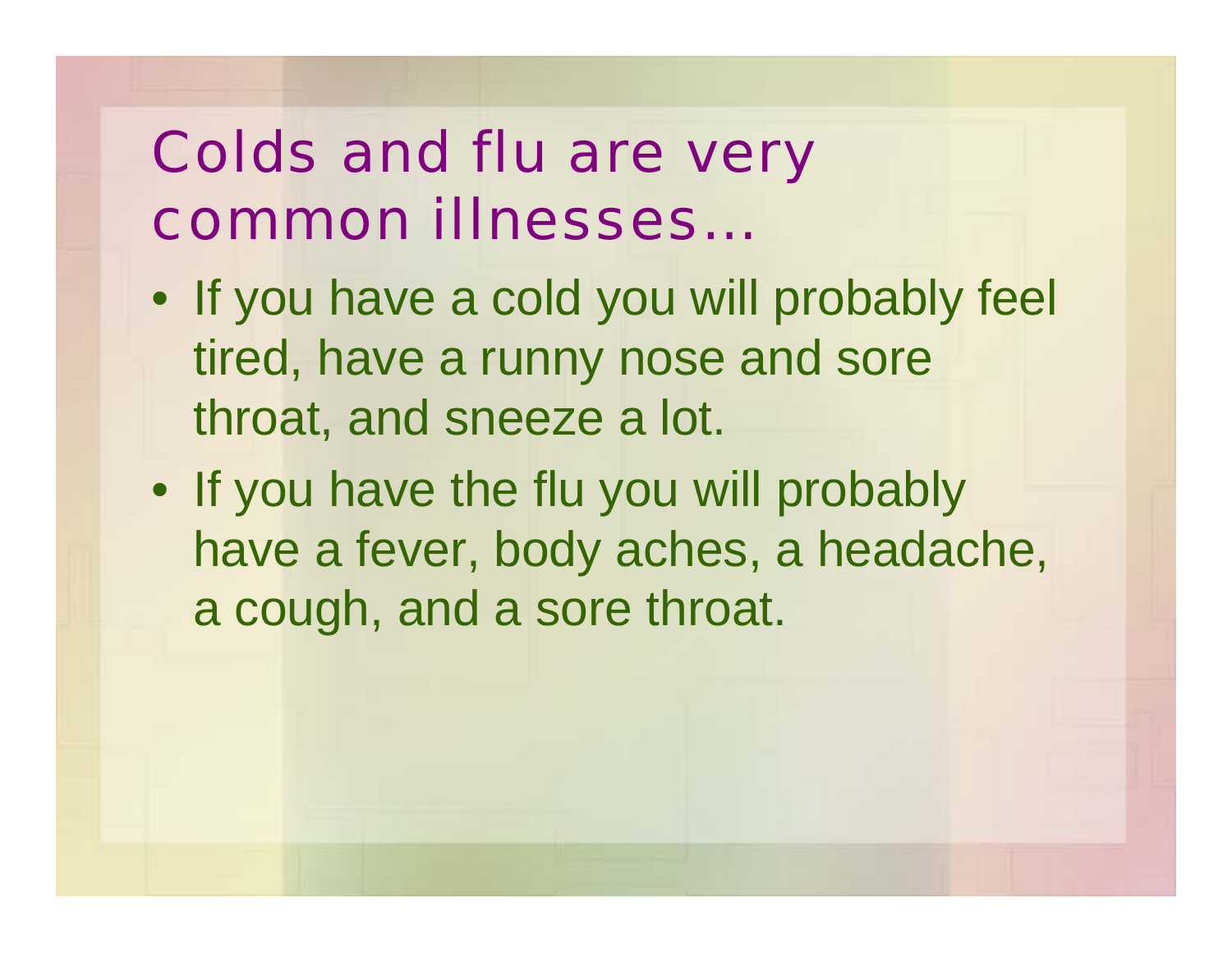# Colds and flu are very common illnesses…

- If you have a cold you will probably feel tired, have a runny nose and sore throat, and sneeze a lot.
- If you have the flu you will probably have a fever, body aches, a headache, a cough, and a sore throat.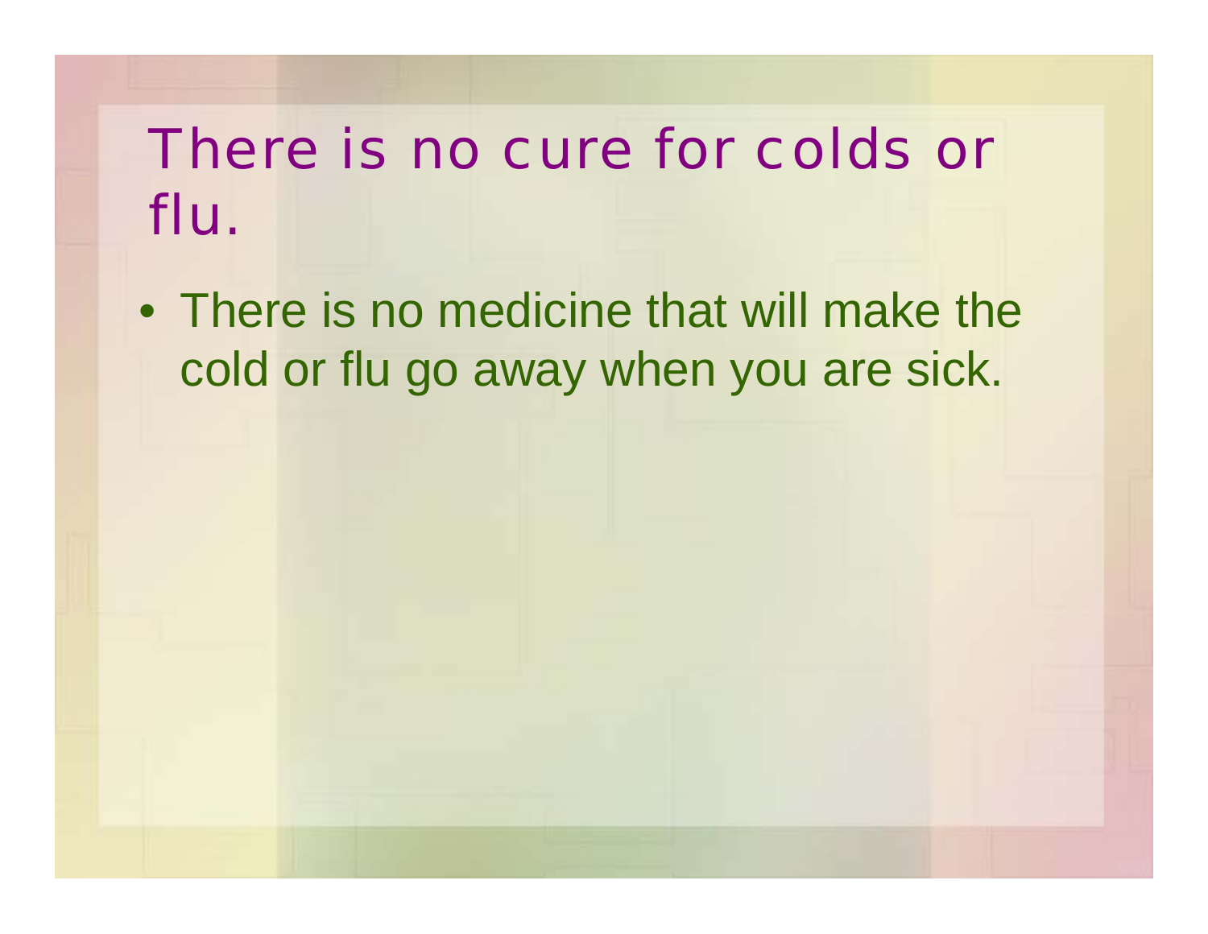# There is no cure for colds or flu.

- There is no medicine that will make the cold or flu go away when you are sick.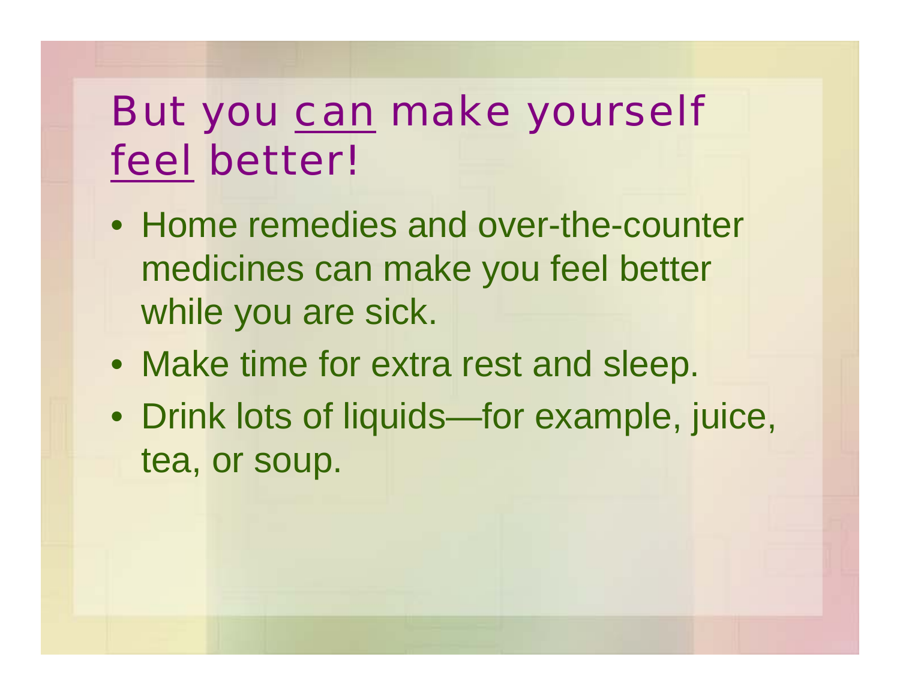# But you <u>can</u> make yourself <u>feel</u> better!

- Home remedies and over-the-counter medicines can make you feel better while you are sick.
- Make time for extra rest and sleep.
- Drink lots of liquids—for example, juice, tea, or soup.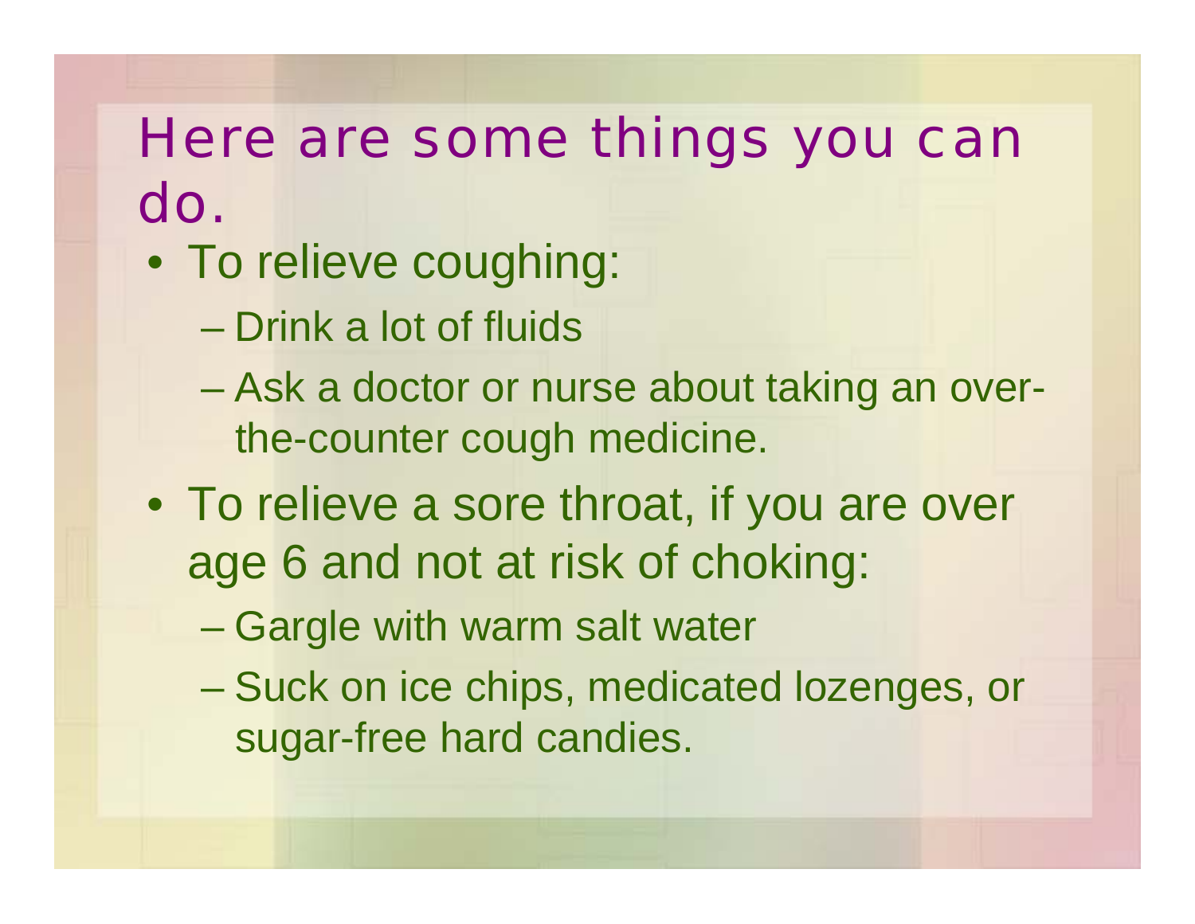# Here are some things you can do.

- To relieve coughing:
  - Drink a lot of fluids
  - Ask a doctor or nurse about taking an over-the-counter cough medicine.
- To relieve a sore throat, if you are over age 6 and not at risk of choking:
  - Gargle with warm salt water
  - Suck on ice chips, medicated lozenges, or sugar-free hard candies.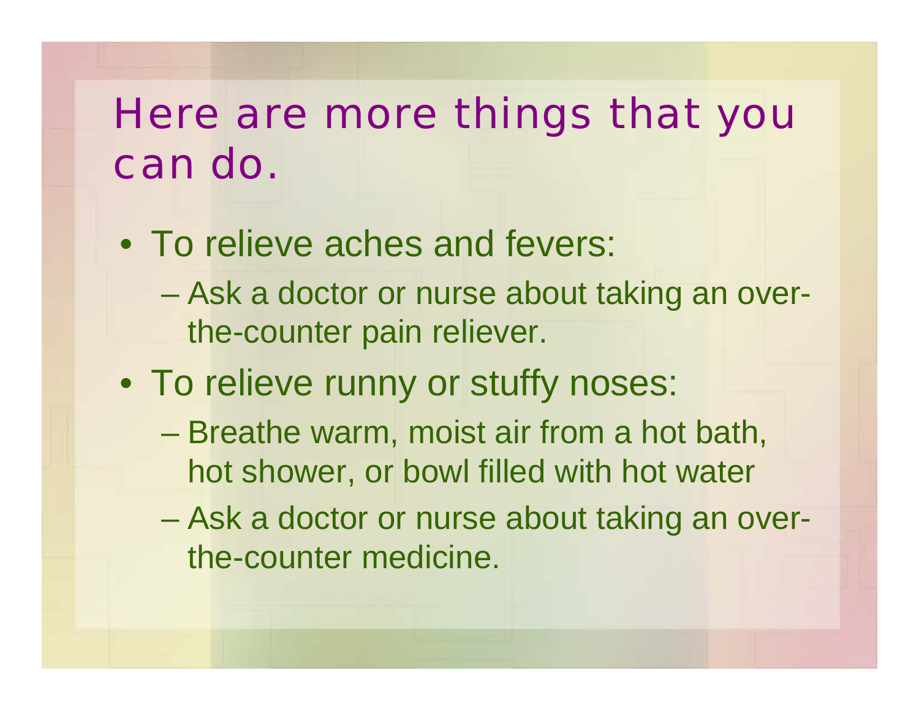# Here are more things that you can do.

- To relieve aches and fevers:
  - Ask a doctor or nurse about taking an over-the-counter pain reliever.
- To relieve runny or stuffy noses:
  - Breathe warm, moist air from a hot bath, hot shower, or bowl filled with hot water
  - Ask a doctor or nurse about taking an over-the-counter medicine.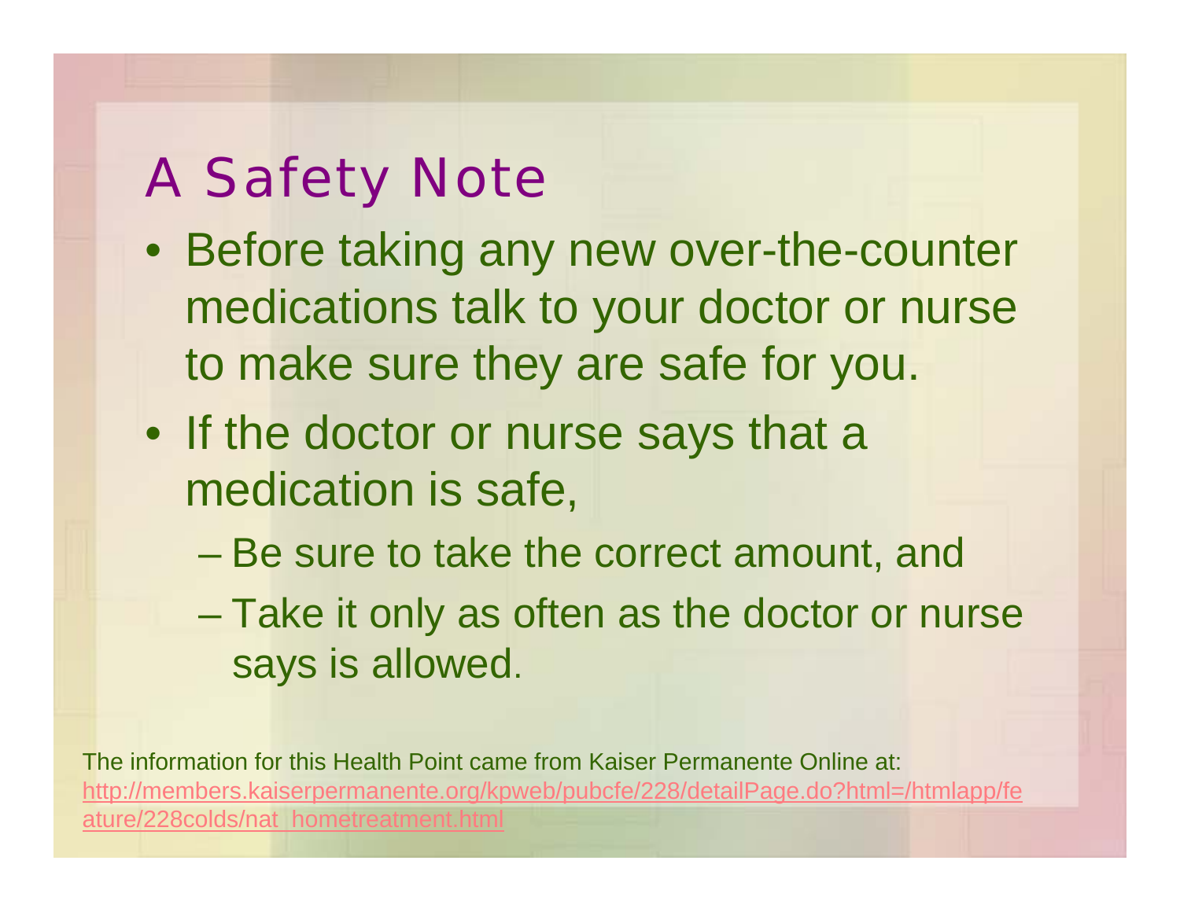# A Safety Note

- Before taking any new over-the-counter medications talk to your doctor or nurse to make sure they are safe for you.
- If the doctor or nurse says that a medication is safe,
  - Be sure to take the correct amount, and
  - Take it only as often as the doctor or nurse says is allowed.

The information for this Health Point came from Kaiser Permanente Online at: http://members.kaiserpermanente.org/kpweb/pubcfe/228/detailPage.do?html=/htmlapp/feature/228colds/nat_hometreatment.html